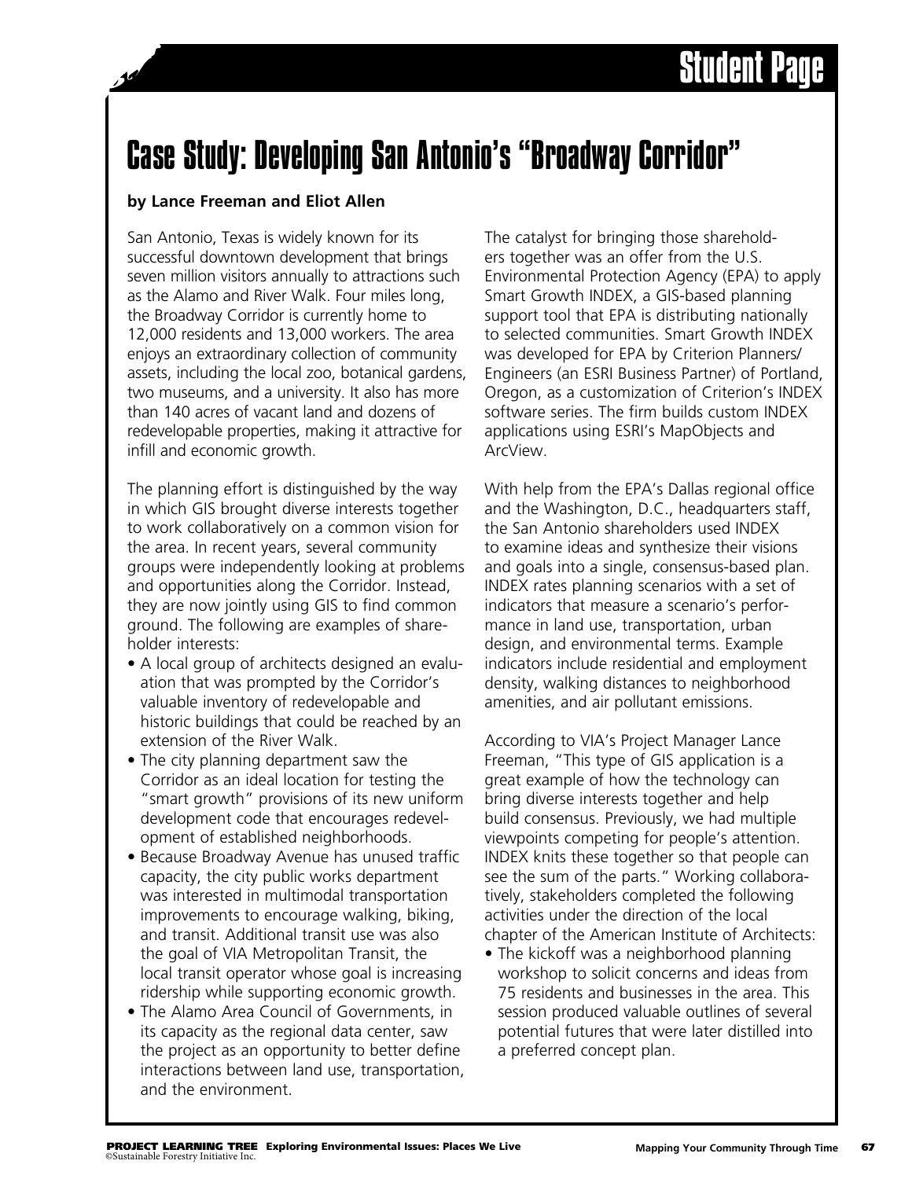# Case Study: Developing San Antonio's "Broadway Corridor"

**by Lance Freeman and Eliot Allen**

San Antonio, Texas is widely known for its successful downtown development that brings seven million visitors annually to attractions such as the Alamo and River Walk. Four miles long, the Broadway Corridor is currently home to 12,000 residents and 13,000 workers. The area enjoys an extraordinary collection of community assets, including the local zoo, botanical gardens, two museums, and a university. It also has more than 140 acres of vacant land and dozens of redevelopable properties, making it attractive for infill and economic growth.

The planning effort is distinguished by the way in which GIS brought diverse interests together to work collaboratively on a common vision for the area. In recent years, several community groups were independently looking at problems and opportunities along the Corridor. Instead, they are now jointly using GIS to find common ground. The following are examples of shareholder interests:

- A local group of architects designed an evaluation that was prompted by the Corridor's valuable inventory of redevelopable and historic buildings that could be reached by an extension of the River Walk.
- The city planning department saw the Corridor as an ideal location for testing the "smart growth" provisions of its new uniform development code that encourages redevelopment of established neighborhoods.
- Because Broadway Avenue has unused traffic capacity, the city public works department was interested in multimodal transportation improvements to encourage walking, biking, and transit. Additional transit use was also the goal of VIA Metropolitan Transit, the local transit operator whose goal is increasing ridership while supporting economic growth.
- The Alamo Area Council of Governments, in its capacity as the regional data center, saw the project as an opportunity to better define interactions between land use, transportation, and the environment.

The catalyst for bringing those shareholders together was an offer from the U.S. Environmental Protection Agency (EPA) to apply Smart Growth INDEX, a GIS-based planning support tool that EPA is distributing nationally to selected communities. Smart Growth INDEX was developed for EPA by Criterion Planners/Engineers (an ESRI Business Partner) of Portland, Oregon, as a customization of Criterion's INDEX software series. The firm builds custom INDEX applications using ESRI's MapObjects and ArcView.

With help from the EPA's Dallas regional office and the Washington, D.C., headquarters staff, the San Antonio shareholders used INDEX to examine ideas and synthesize their visions and goals into a single, consensus-based plan. INDEX rates planning scenarios with a set of indicators that measure a scenario's performance in land use, transportation, urban design, and environmental terms. Example indicators include residential and employment density, walking distances to neighborhood amenities, and air pollutant emissions.

According to VIA's Project Manager Lance Freeman, "This type of GIS application is a great example of how the technology can bring diverse interests together and help build consensus. Previously, we had multiple viewpoints competing for people's attention. INDEX knits these together so that people can see the sum of the parts." Working collaboratively, stakeholders completed the following activities under the direction of the local chapter of the American Institute of Architects:

- The kickoff was a neighborhood planning workshop to solicit concerns and ideas from 75 residents and businesses in the area. This session produced valuable outlines of several potential futures that were later distilled into a preferred concept plan.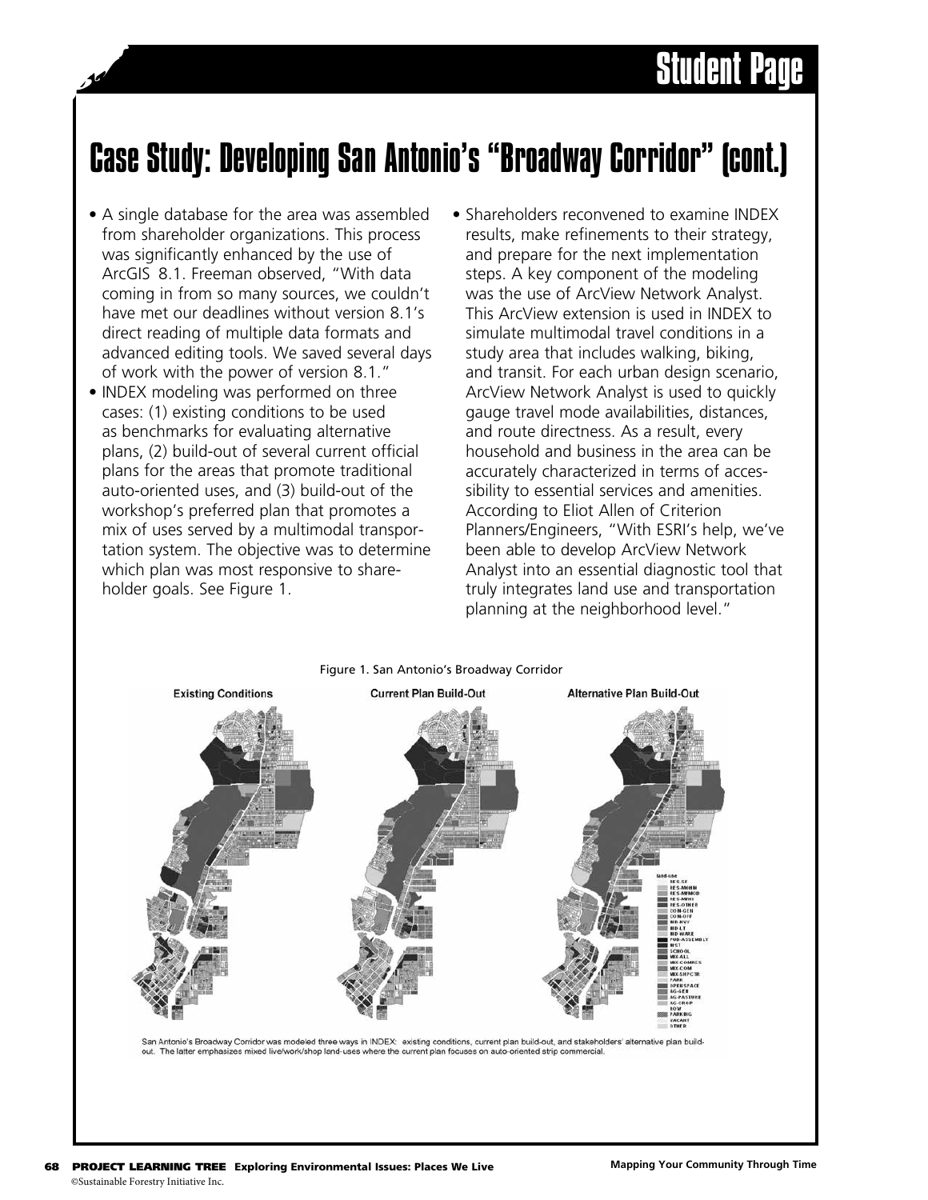# Case Study: Developing San Antonio's "Broadway Corridor" (cont.)

- A single database for the area was assembled from shareholder organizations. This process was significantly enhanced by the use of ArcGIS 8.1. Freeman observed, "With data coming in from so many sources, we couldn't have met our deadlines without version 8.1's direct reading of multiple data formats and advanced editing tools. We saved several days of work with the power of version 8.1."
- INDEX modeling was performed on three cases: (1) existing conditions to be used as benchmarks for evaluating alternative plans, (2) build-out of several current official plans for the areas that promote traditional auto-oriented uses, and (3) build-out of the workshop's preferred plan that promotes a mix of uses served by a multimodal transportation system. The objective was to determine which plan was most responsive to shareholder goals. See Figure 1.
- Shareholders reconvened to examine INDEX results, make refinements to their strategy, and prepare for the next implementation steps. A key component of the modeling was the use of ArcView Network Analyst. This ArcView extension is used in INDEX to simulate multimodal travel conditions in a study area that includes walking, biking, and transit. For each urban design scenario, ArcView Network Analyst is used to quickly gauge travel mode availabilities, distances, and route directness. As a result, every household and business in the area can be accurately characterized in terms of accessibility to essential services and amenities. According to Eliot Allen of Criterion Planners/Engineers, "With ESRI's help, we've been able to develop ArcView Network Analyst into an essential diagnostic tool that truly integrates land use and transportation planning at the neighborhood level."

Figure 1. San Antonio's Broadway Corridor

San Antonio's Broadway Corridor was modeled three ways in INDEX: existing conditions, current plan build-out, and stakeholders' alternative plan build-out. The latter emphasizes mixed live/work/shop land-uses where the current plan focuses on auto-oriented strip commercial.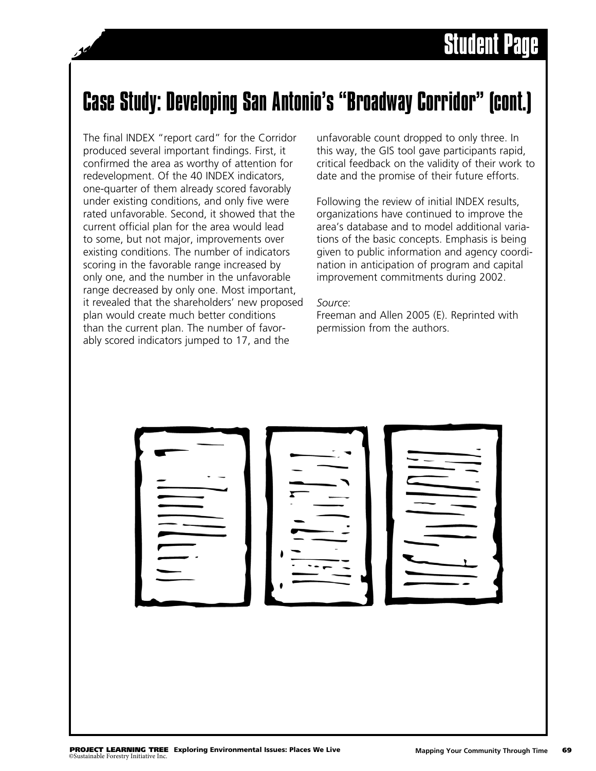# Case Study: Developing San Antonio's "Broadway Corridor" (cont.)

The final INDEX "report card" for the Corridor produced several important findings. First, it confirmed the area as worthy of attention for redevelopment. Of the 40 INDEX indicators, one-quarter of them already scored favorably under existing conditions, and only five were rated unfavorable. Second, it showed that the current official plan for the area would lead to some, but not major, improvements over existing conditions. The number of indicators scoring in the favorable range increased by only one, and the number in the unfavorable range decreased by only one. Most important, it revealed that the shareholders' new proposed plan would create much better conditions than the current plan. The number of favorably scored indicators jumped to 17, and the unfavorable count dropped to only three. In this way, the GIS tool gave participants rapid, critical feedback on the validity of their work to date and the promise of their future efforts.

Following the review of initial INDEX results, organizations have continued to improve the area's database and to model additional variations of the basic concepts. Emphasis is being given to public information and agency coordination in anticipation of program and capital improvement commitments during 2002.

*Source*:
Freeman and Allen 2005 (E). Reprinted with permission from the authors.